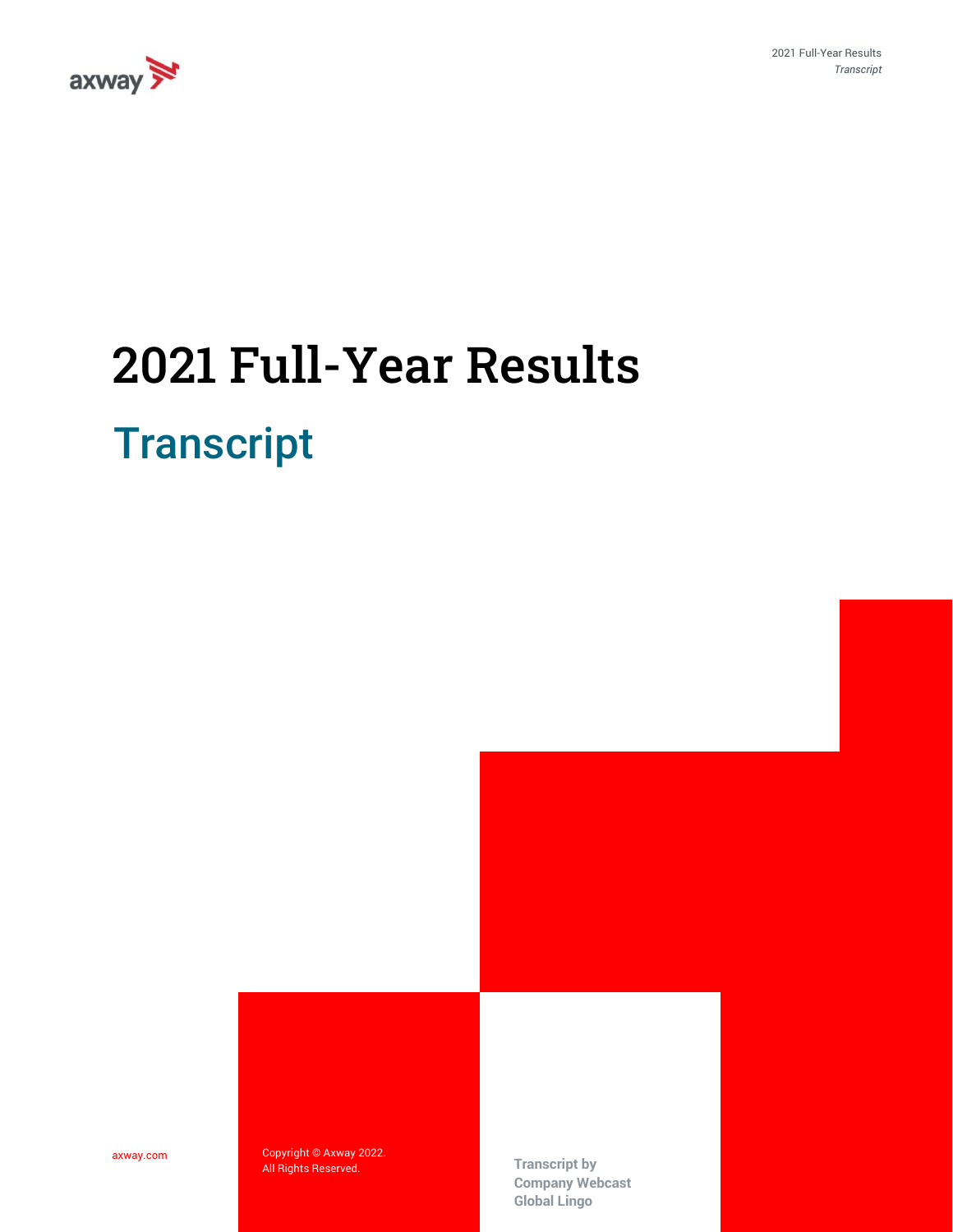# 2021 Full-Year Results

## Transcript

axway.com

Copyright © Axway 2022.
All Rights Reserved.

**Transcript by**
**Company Webcast**
**Global Lingo**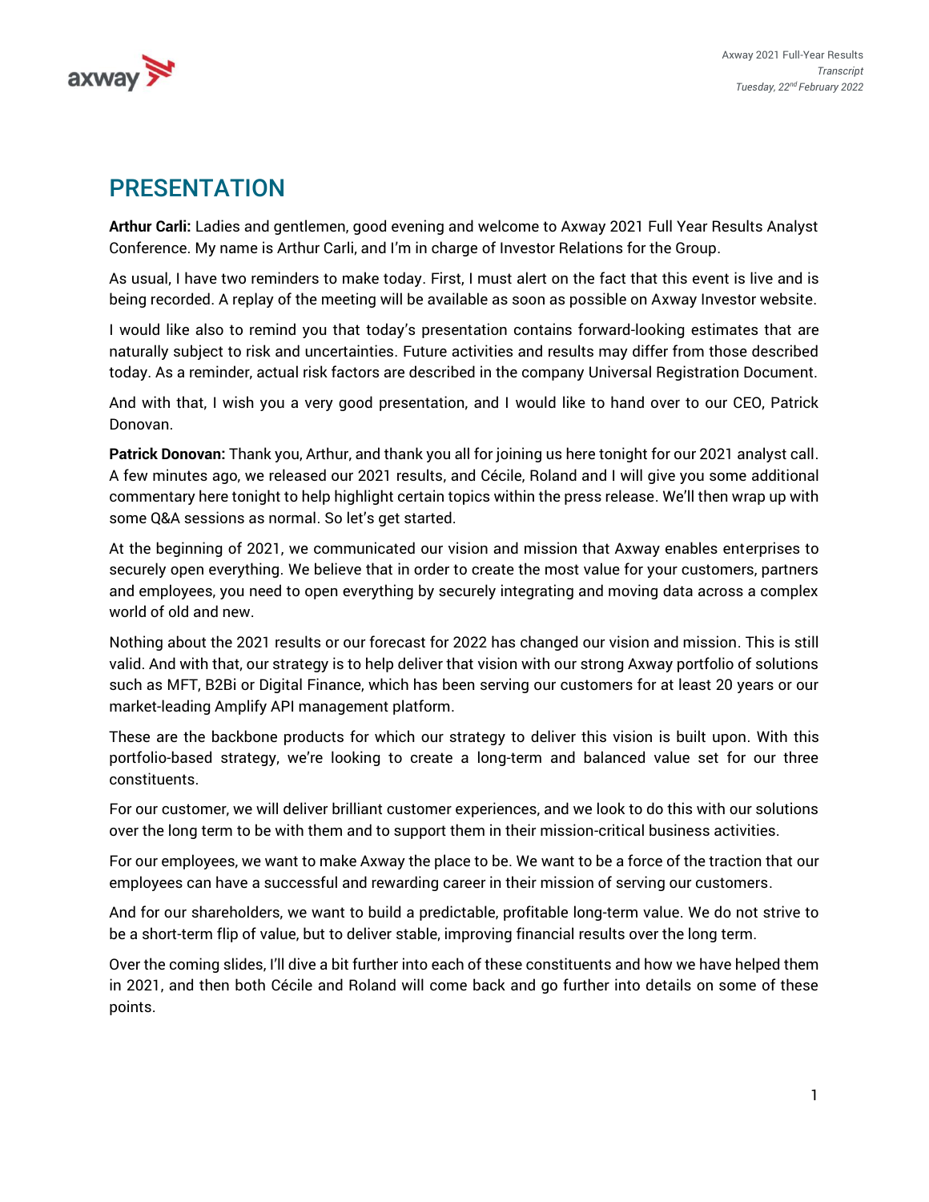# PRESENTATION

**Arthur Carli:** Ladies and gentlemen, good evening and welcome to Axway 2021 Full Year Results Analyst Conference. My name is Arthur Carli, and I'm in charge of Investor Relations for the Group.

As usual, I have two reminders to make today. First, I must alert on the fact that this event is live and is being recorded. A replay of the meeting will be available as soon as possible on Axway Investor website.

I would like also to remind you that today's presentation contains forward-looking estimates that are naturally subject to risk and uncertainties. Future activities and results may differ from those described today. As a reminder, actual risk factors are described in the company Universal Registration Document.

And with that, I wish you a very good presentation, and I would like to hand over to our CEO, Patrick Donovan.

**Patrick Donovan:** Thank you, Arthur, and thank you all for joining us here tonight for our 2021 analyst call. A few minutes ago, we released our 2021 results, and Cécile, Roland and I will give you some additional commentary here tonight to help highlight certain topics within the press release. We'll then wrap up with some Q&A sessions as normal. So let's get started.

At the beginning of 2021, we communicated our vision and mission that Axway enables enterprises to securely open everything. We believe that in order to create the most value for your customers, partners and employees, you need to open everything by securely integrating and moving data across a complex world of old and new.

Nothing about the 2021 results or our forecast for 2022 has changed our vision and mission. This is still valid. And with that, our strategy is to help deliver that vision with our strong Axway portfolio of solutions such as MFT, B2Bi or Digital Finance, which has been serving our customers for at least 20 years or our market-leading Amplify API management platform.

These are the backbone products for which our strategy to deliver this vision is built upon. With this portfolio-based strategy, we're looking to create a long-term and balanced value set for our three constituents.

For our customer, we will deliver brilliant customer experiences, and we look to do this with our solutions over the long term to be with them and to support them in their mission-critical business activities.

For our employees, we want to make Axway the place to be. We want to be a force of the traction that our employees can have a successful and rewarding career in their mission of serving our customers.

And for our shareholders, we want to build a predictable, profitable long-term value. We do not strive to be a short-term flip of value, but to deliver stable, improving financial results over the long term.

Over the coming slides, I'll dive a bit further into each of these constituents and how we have helped them in 2021, and then both Cécile and Roland will come back and go further into details on some of these points.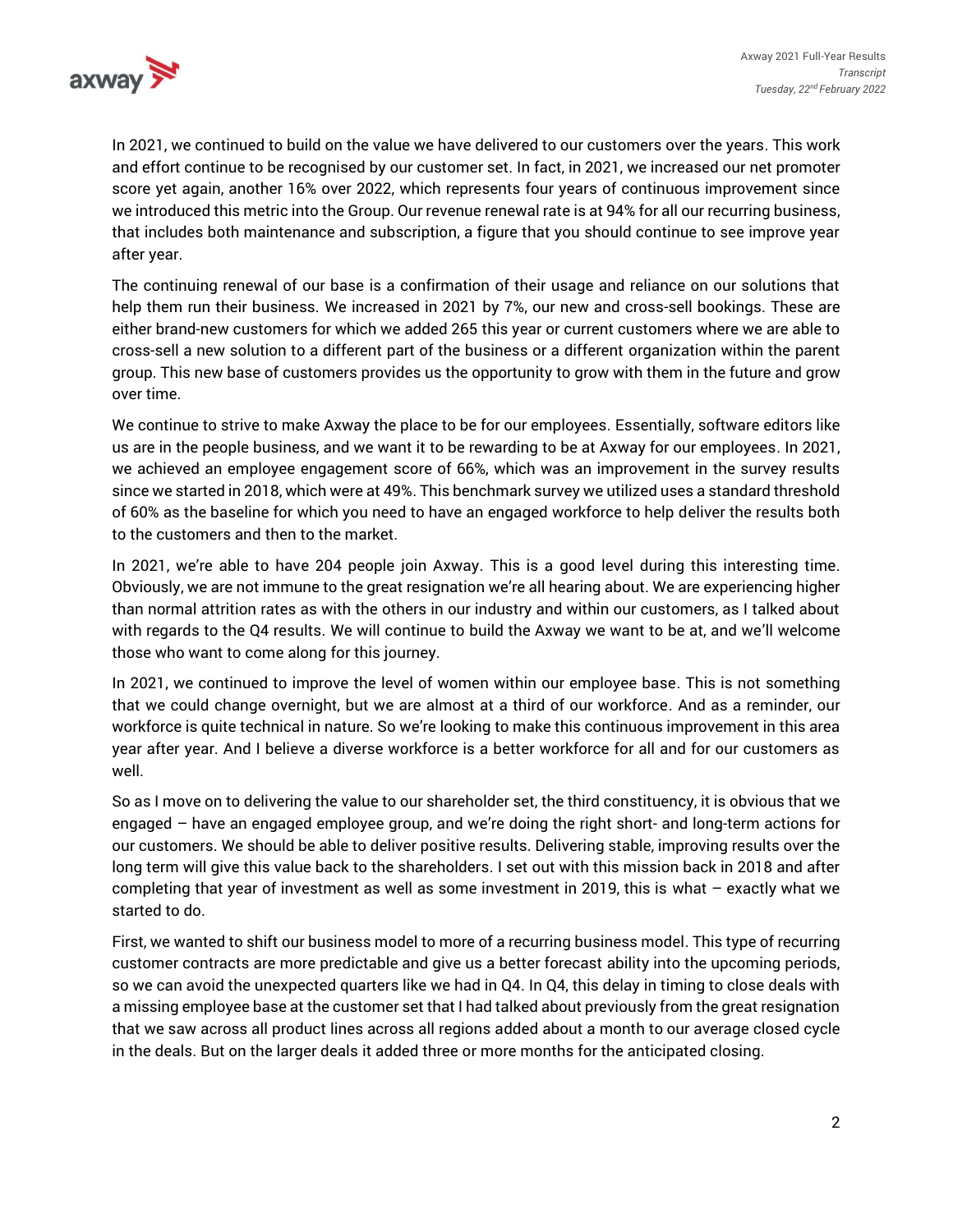In 2021, we continued to build on the value we have delivered to our customers over the years. This work and effort continue to be recognised by our customer set. In fact, in 2021, we increased our net promoter score yet again, another 16% over 2022, which represents four years of continuous improvement since we introduced this metric into the Group. Our revenue renewal rate is at 94% for all our recurring business, that includes both maintenance and subscription, a figure that you should continue to see improve year after year.

The continuing renewal of our base is a confirmation of their usage and reliance on our solutions that help them run their business. We increased in 2021 by 7%, our new and cross-sell bookings. These are either brand-new customers for which we added 265 this year or current customers where we are able to cross-sell a new solution to a different part of the business or a different organization within the parent group. This new base of customers provides us the opportunity to grow with them in the future and grow over time.

We continue to strive to make Axway the place to be for our employees. Essentially, software editors like us are in the people business, and we want it to be rewarding to be at Axway for our employees. In 2021, we achieved an employee engagement score of 66%, which was an improvement in the survey results since we started in 2018, which were at 49%. This benchmark survey we utilized uses a standard threshold of 60% as the baseline for which you need to have an engaged workforce to help deliver the results both to the customers and then to the market.

In 2021, we're able to have 204 people join Axway. This is a good level during this interesting time. Obviously, we are not immune to the great resignation we're all hearing about. We are experiencing higher than normal attrition rates as with the others in our industry and within our customers, as I talked about with regards to the Q4 results. We will continue to build the Axway we want to be at, and we'll welcome those who want to come along for this journey.

In 2021, we continued to improve the level of women within our employee base. This is not something that we could change overnight, but we are almost at a third of our workforce. And as a reminder, our workforce is quite technical in nature. So we're looking to make this continuous improvement in this area year after year. And I believe a diverse workforce is a better workforce for all and for our customers as well.

So as I move on to delivering the value to our shareholder set, the third constituency, it is obvious that we engaged – have an engaged employee group, and we're doing the right short- and long-term actions for our customers. We should be able to deliver positive results. Delivering stable, improving results over the long term will give this value back to the shareholders. I set out with this mission back in 2018 and after completing that year of investment as well as some investment in 2019, this is what – exactly what we started to do.

First, we wanted to shift our business model to more of a recurring business model. This type of recurring customer contracts are more predictable and give us a better forecast ability into the upcoming periods, so we can avoid the unexpected quarters like we had in Q4. In Q4, this delay in timing to close deals with a missing employee base at the customer set that I had talked about previously from the great resignation that we saw across all product lines across all regions added about a month to our average closed cycle in the deals. But on the larger deals it added three or more months for the anticipated closing.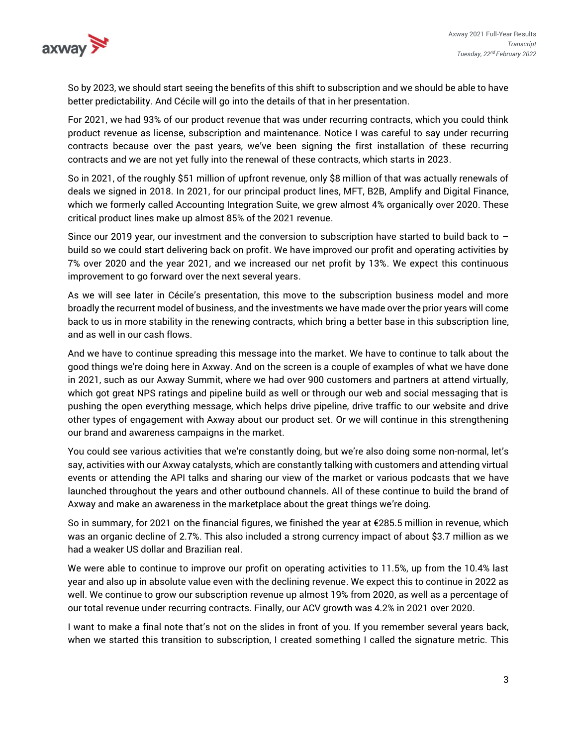So by 2023, we should start seeing the benefits of this shift to subscription and we should be able to have better predictability. And Cécile will go into the details of that in her presentation.

For 2021, we had 93% of our product revenue that was under recurring contracts, which you could think product revenue as license, subscription and maintenance. Notice I was careful to say under recurring contracts because over the past years, we've been signing the first installation of these recurring contracts and we are not yet fully into the renewal of these contracts, which starts in 2023.

So in 2021, of the roughly $51 million of upfront revenue, only $8 million of that was actually renewals of deals we signed in 2018. In 2021, for our principal product lines, MFT, B2B, Amplify and Digital Finance, which we formerly called Accounting Integration Suite, we grew almost 4% organically over 2020. These critical product lines make up almost 85% of the 2021 revenue.

Since our 2019 year, our investment and the conversion to subscription have started to build back to – build so we could start delivering back on profit. We have improved our profit and operating activities by 7% over 2020 and the year 2021, and we increased our net profit by 13%. We expect this continuous improvement to go forward over the next several years.

As we will see later in Cécile's presentation, this move to the subscription business model and more broadly the recurrent model of business, and the investments we have made over the prior years will come back to us in more stability in the renewing contracts, which bring a better base in this subscription line, and as well in our cash flows.

And we have to continue spreading this message into the market. We have to continue to talk about the good things we're doing here in Axway. And on the screen is a couple of examples of what we have done in 2021, such as our Axway Summit, where we had over 900 customers and partners at attend virtually, which got great NPS ratings and pipeline build as well or through our web and social messaging that is pushing the open everything message, which helps drive pipeline, drive traffic to our website and drive other types of engagement with Axway about our product set. Or we will continue in this strengthening our brand and awareness campaigns in the market.

You could see various activities that we're constantly doing, but we're also doing some non-normal, let's say, activities with our Axway catalysts, which are constantly talking with customers and attending virtual events or attending the API talks and sharing our view of the market or various podcasts that we have launched throughout the years and other outbound channels. All of these continue to build the brand of Axway and make an awareness in the marketplace about the great things we're doing.

So in summary, for 2021 on the financial figures, we finished the year at €285.5 million in revenue, which was an organic decline of 2.7%. This also included a strong currency impact of about $3.7 million as we had a weaker US dollar and Brazilian real.

We were able to continue to improve our profit on operating activities to 11.5%, up from the 10.4% last year and also up in absolute value even with the declining revenue. We expect this to continue in 2022 as well. We continue to grow our subscription revenue up almost 19% from 2020, as well as a percentage of our total revenue under recurring contracts. Finally, our ACV growth was 4.2% in 2021 over 2020.

I want to make a final note that's not on the slides in front of you. If you remember several years back, when we started this transition to subscription, I created something I called the signature metric. This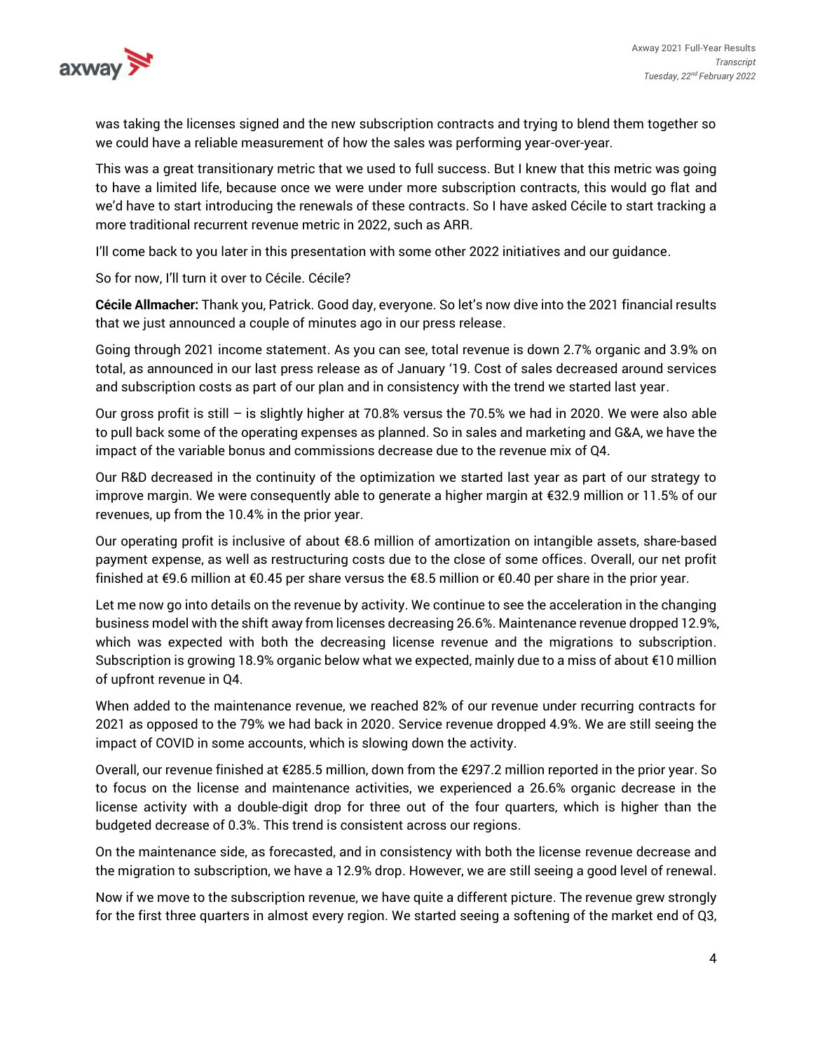was taking the licenses signed and the new subscription contracts and trying to blend them together so we could have a reliable measurement of how the sales was performing year-over-year.

This was a great transitionary metric that we used to full success. But I knew that this metric was going to have a limited life, because once we were under more subscription contracts, this would go flat and we'd have to start introducing the renewals of these contracts. So I have asked Cécile to start tracking a more traditional recurrent revenue metric in 2022, such as ARR.

I'll come back to you later in this presentation with some other 2022 initiatives and our guidance.

So for now, I'll turn it over to Cécile. Cécile?

**Cécile Allmacher:** Thank you, Patrick. Good day, everyone. So let's now dive into the 2021 financial results that we just announced a couple of minutes ago in our press release.

Going through 2021 income statement. As you can see, total revenue is down 2.7% organic and 3.9% on total, as announced in our last press release as of January '19. Cost of sales decreased around services and subscription costs as part of our plan and in consistency with the trend we started last year.

Our gross profit is still – is slightly higher at 70.8% versus the 70.5% we had in 2020. We were also able to pull back some of the operating expenses as planned. So in sales and marketing and G&A, we have the impact of the variable bonus and commissions decrease due to the revenue mix of Q4.

Our R&D decreased in the continuity of the optimization we started last year as part of our strategy to improve margin. We were consequently able to generate a higher margin at €32.9 million or 11.5% of our revenues, up from the 10.4% in the prior year.

Our operating profit is inclusive of about €8.6 million of amortization on intangible assets, share-based payment expense, as well as restructuring costs due to the close of some offices. Overall, our net profit finished at €9.6 million at €0.45 per share versus the €8.5 million or €0.40 per share in the prior year.

Let me now go into details on the revenue by activity. We continue to see the acceleration in the changing business model with the shift away from licenses decreasing 26.6%. Maintenance revenue dropped 12.9%, which was expected with both the decreasing license revenue and the migrations to subscription. Subscription is growing 18.9% organic below what we expected, mainly due to a miss of about €10 million of upfront revenue in Q4.

When added to the maintenance revenue, we reached 82% of our revenue under recurring contracts for 2021 as opposed to the 79% we had back in 2020. Service revenue dropped 4.9%. We are still seeing the impact of COVID in some accounts, which is slowing down the activity.

Overall, our revenue finished at €285.5 million, down from the €297.2 million reported in the prior year. So to focus on the license and maintenance activities, we experienced a 26.6% organic decrease in the license activity with a double-digit drop for three out of the four quarters, which is higher than the budgeted decrease of 0.3%. This trend is consistent across our regions.

On the maintenance side, as forecasted, and in consistency with both the license revenue decrease and the migration to subscription, we have a 12.9% drop. However, we are still seeing a good level of renewal.

Now if we move to the subscription revenue, we have quite a different picture. The revenue grew strongly for the first three quarters in almost every region. We started seeing a softening of the market end of Q3,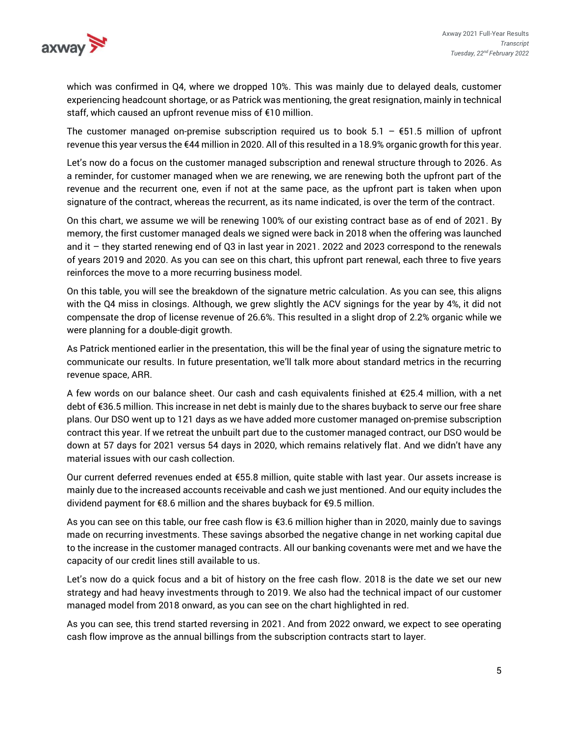which was confirmed in Q4, where we dropped 10%. This was mainly due to delayed deals, customer experiencing headcount shortage, or as Patrick was mentioning, the great resignation, mainly in technical staff, which caused an upfront revenue miss of €10 million.

The customer managed on-premise subscription required us to book 5.1 – €51.5 million of upfront revenue this year versus the €44 million in 2020. All of this resulted in a 18.9% organic growth for this year.

Let's now do a focus on the customer managed subscription and renewal structure through to 2026. As a reminder, for customer managed when we are renewing, we are renewing both the upfront part of the revenue and the recurrent one, even if not at the same pace, as the upfront part is taken when upon signature of the contract, whereas the recurrent, as its name indicated, is over the term of the contract.

On this chart, we assume we will be renewing 100% of our existing contract base as of end of 2021. By memory, the first customer managed deals we signed were back in 2018 when the offering was launched and it – they started renewing end of Q3 in last year in 2021. 2022 and 2023 correspond to the renewals of years 2019 and 2020. As you can see on this chart, this upfront part renewal, each three to five years reinforces the move to a more recurring business model.

On this table, you will see the breakdown of the signature metric calculation. As you can see, this aligns with the Q4 miss in closings. Although, we grew slightly the ACV signings for the year by 4%, it did not compensate the drop of license revenue of 26.6%. This resulted in a slight drop of 2.2% organic while we were planning for a double-digit growth.

As Patrick mentioned earlier in the presentation, this will be the final year of using the signature metric to communicate our results. In future presentation, we'll talk more about standard metrics in the recurring revenue space, ARR.

A few words on our balance sheet. Our cash and cash equivalents finished at €25.4 million, with a net debt of €36.5 million. This increase in net debt is mainly due to the shares buyback to serve our free share plans. Our DSO went up to 121 days as we have added more customer managed on-premise subscription contract this year. If we retreat the unbuilt part due to the customer managed contract, our DSO would be down at 57 days for 2021 versus 54 days in 2020, which remains relatively flat. And we didn't have any material issues with our cash collection.

Our current deferred revenues ended at €55.8 million, quite stable with last year. Our assets increase is mainly due to the increased accounts receivable and cash we just mentioned. And our equity includes the dividend payment for €8.6 million and the shares buyback for €9.5 million.

As you can see on this table, our free cash flow is €3.6 million higher than in 2020, mainly due to savings made on recurring investments. These savings absorbed the negative change in net working capital due to the increase in the customer managed contracts. All our banking covenants were met and we have the capacity of our credit lines still available to us.

Let's now do a quick focus and a bit of history on the free cash flow. 2018 is the date we set our new strategy and had heavy investments through to 2019. We also had the technical impact of our customer managed model from 2018 onward, as you can see on the chart highlighted in red.

As you can see, this trend started reversing in 2021. And from 2022 onward, we expect to see operating cash flow improve as the annual billings from the subscription contracts start to layer.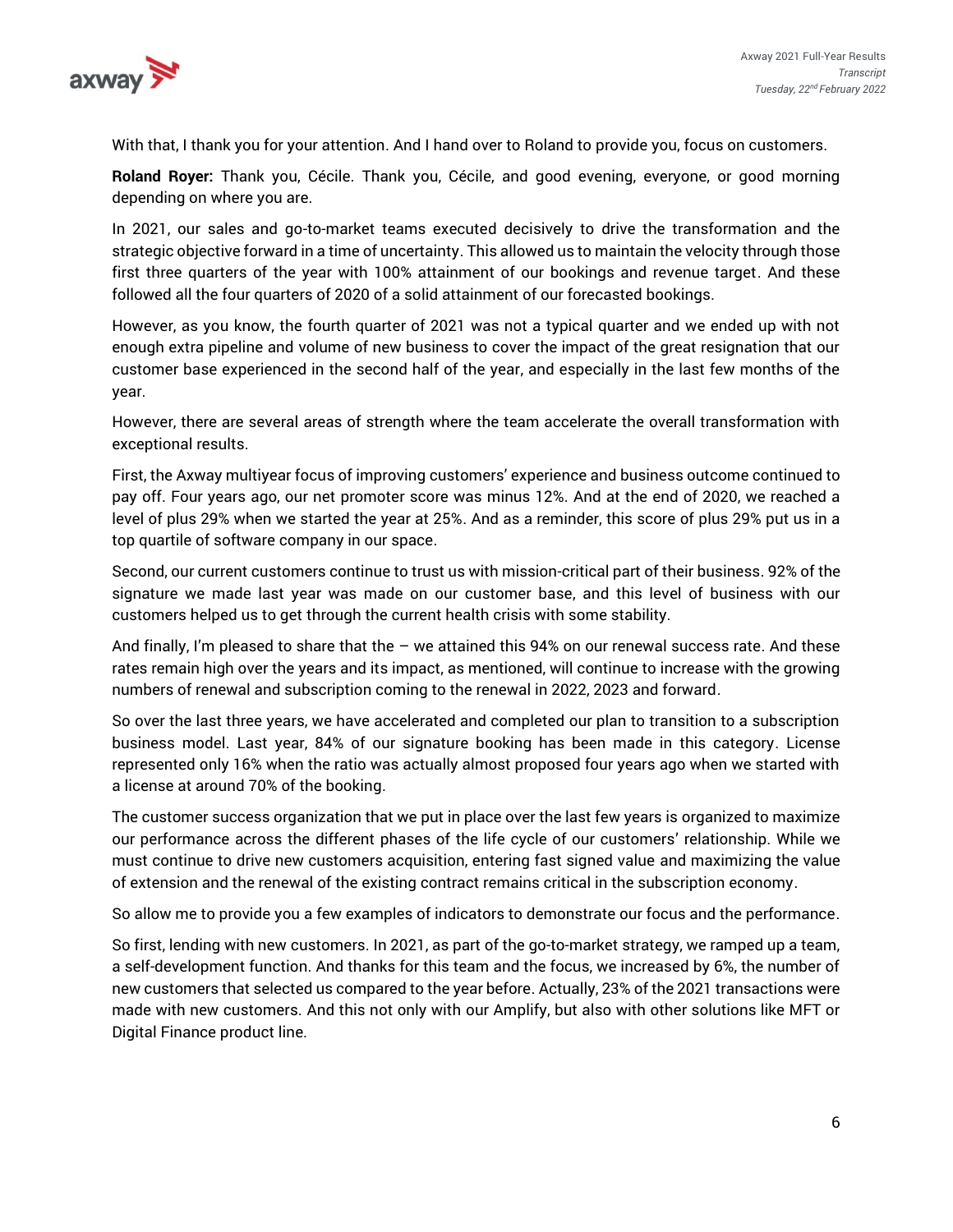With that, I thank you for your attention. And I hand over to Roland to provide you, focus on customers.

**Roland Royer:** Thank you, Cécile. Thank you, Cécile, and good evening, everyone, or good morning depending on where you are.

In 2021, our sales and go-to-market teams executed decisively to drive the transformation and the strategic objective forward in a time of uncertainty. This allowed us to maintain the velocity through those first three quarters of the year with 100% attainment of our bookings and revenue target. And these followed all the four quarters of 2020 of a solid attainment of our forecasted bookings.

However, as you know, the fourth quarter of 2021 was not a typical quarter and we ended up with not enough extra pipeline and volume of new business to cover the impact of the great resignation that our customer base experienced in the second half of the year, and especially in the last few months of the year.

However, there are several areas of strength where the team accelerate the overall transformation with exceptional results.

First, the Axway multiyear focus of improving customers' experience and business outcome continued to pay off. Four years ago, our net promoter score was minus 12%. And at the end of 2020, we reached a level of plus 29% when we started the year at 25%. And as a reminder, this score of plus 29% put us in a top quartile of software company in our space.

Second, our current customers continue to trust us with mission-critical part of their business. 92% of the signature we made last year was made on our customer base, and this level of business with our customers helped us to get through the current health crisis with some stability.

And finally, I'm pleased to share that the – we attained this 94% on our renewal success rate. And these rates remain high over the years and its impact, as mentioned, will continue to increase with the growing numbers of renewal and subscription coming to the renewal in 2022, 2023 and forward.

So over the last three years, we have accelerated and completed our plan to transition to a subscription business model. Last year, 84% of our signature booking has been made in this category. License represented only 16% when the ratio was actually almost proposed four years ago when we started with a license at around 70% of the booking.

The customer success organization that we put in place over the last few years is organized to maximize our performance across the different phases of the life cycle of our customers' relationship. While we must continue to drive new customers acquisition, entering fast signed value and maximizing the value of extension and the renewal of the existing contract remains critical in the subscription economy.

So allow me to provide you a few examples of indicators to demonstrate our focus and the performance.

So first, lending with new customers. In 2021, as part of the go-to-market strategy, we ramped up a team, a self-development function. And thanks for this team and the focus, we increased by 6%, the number of new customers that selected us compared to the year before. Actually, 23% of the 2021 transactions were made with new customers. And this not only with our Amplify, but also with other solutions like MFT or Digital Finance product line.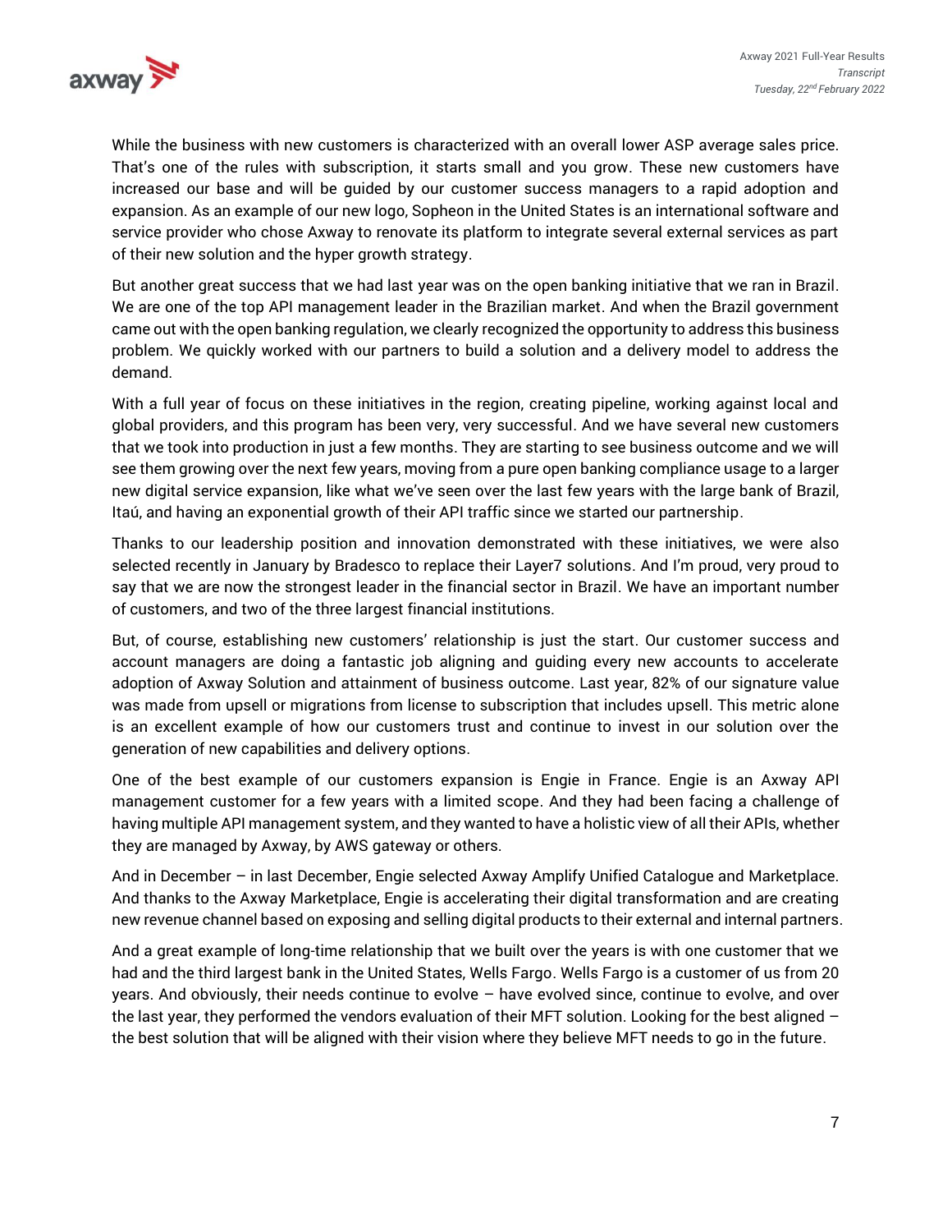While the business with new customers is characterized with an overall lower ASP average sales price. That's one of the rules with subscription, it starts small and you grow. These new customers have increased our base and will be guided by our customer success managers to a rapid adoption and expansion. As an example of our new logo, Sopheon in the United States is an international software and service provider who chose Axway to renovate its platform to integrate several external services as part of their new solution and the hyper growth strategy.

But another great success that we had last year was on the open banking initiative that we ran in Brazil. We are one of the top API management leader in the Brazilian market. And when the Brazil government came out with the open banking regulation, we clearly recognized the opportunity to address this business problem. We quickly worked with our partners to build a solution and a delivery model to address the demand.

With a full year of focus on these initiatives in the region, creating pipeline, working against local and global providers, and this program has been very, very successful. And we have several new customers that we took into production in just a few months. They are starting to see business outcome and we will see them growing over the next few years, moving from a pure open banking compliance usage to a larger new digital service expansion, like what we've seen over the last few years with the large bank of Brazil, Itaú, and having an exponential growth of their API traffic since we started our partnership.

Thanks to our leadership position and innovation demonstrated with these initiatives, we were also selected recently in January by Bradesco to replace their Layer7 solutions. And I'm proud, very proud to say that we are now the strongest leader in the financial sector in Brazil. We have an important number of customers, and two of the three largest financial institutions.

But, of course, establishing new customers' relationship is just the start. Our customer success and account managers are doing a fantastic job aligning and guiding every new accounts to accelerate adoption of Axway Solution and attainment of business outcome. Last year, 82% of our signature value was made from upsell or migrations from license to subscription that includes upsell. This metric alone is an excellent example of how our customers trust and continue to invest in our solution over the generation of new capabilities and delivery options.

One of the best example of our customers expansion is Engie in France. Engie is an Axway API management customer for a few years with a limited scope. And they had been facing a challenge of having multiple API management system, and they wanted to have a holistic view of all their APIs, whether they are managed by Axway, by AWS gateway or others.

And in December – in last December, Engie selected Axway Amplify Unified Catalogue and Marketplace. And thanks to the Axway Marketplace, Engie is accelerating their digital transformation and are creating new revenue channel based on exposing and selling digital products to their external and internal partners.

And a great example of long-time relationship that we built over the years is with one customer that we had and the third largest bank in the United States, Wells Fargo. Wells Fargo is a customer of us from 20 years. And obviously, their needs continue to evolve – have evolved since, continue to evolve, and over the last year, they performed the vendors evaluation of their MFT solution. Looking for the best aligned – the best solution that will be aligned with their vision where they believe MFT needs to go in the future.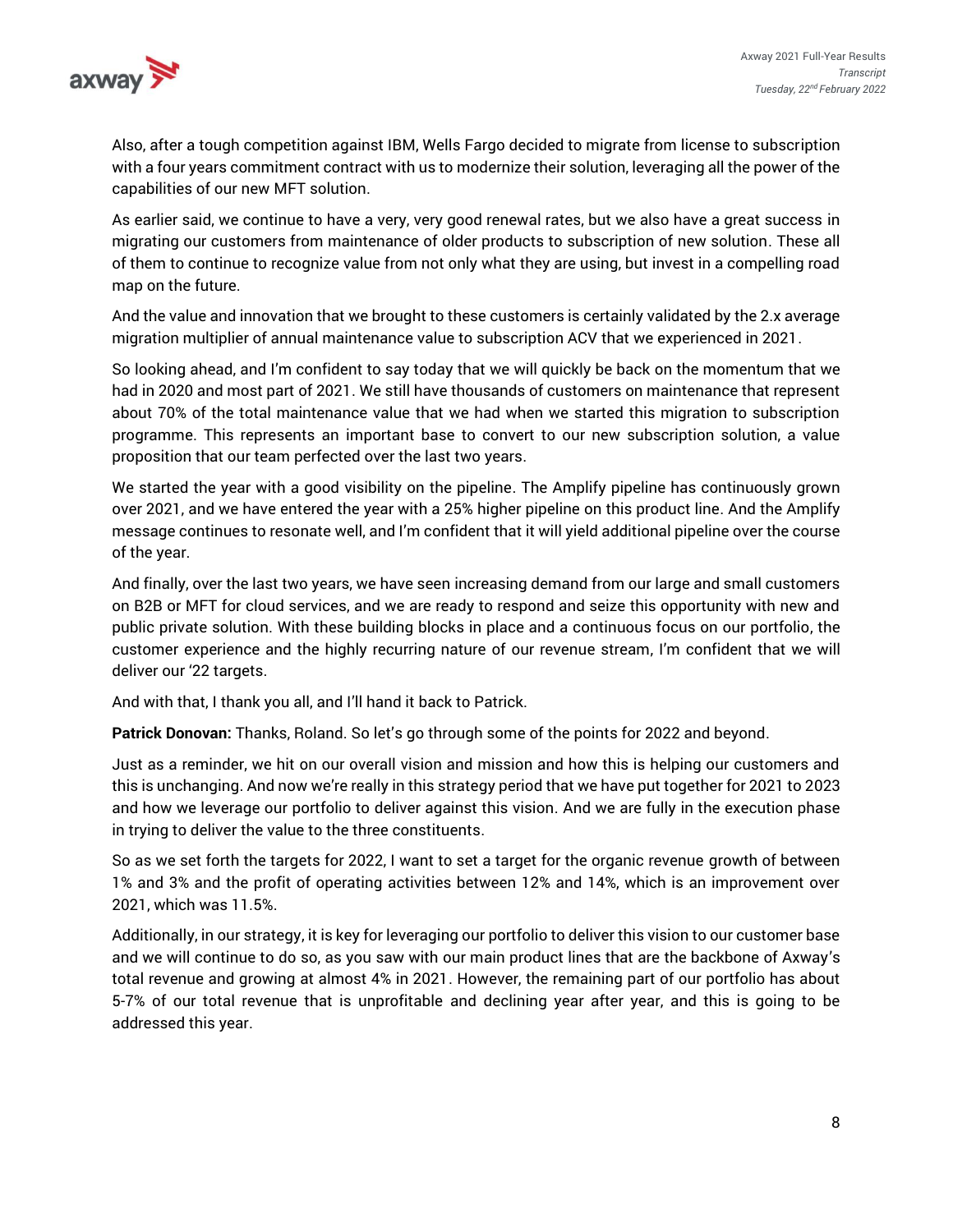Also, after a tough competition against IBM, Wells Fargo decided to migrate from license to subscription with a four years commitment contract with us to modernize their solution, leveraging all the power of the capabilities of our new MFT solution.

As earlier said, we continue to have a very, very good renewal rates, but we also have a great success in migrating our customers from maintenance of older products to subscription of new solution. These all of them to continue to recognize value from not only what they are using, but invest in a compelling road map on the future.

And the value and innovation that we brought to these customers is certainly validated by the 2.x average migration multiplier of annual maintenance value to subscription ACV that we experienced in 2021.

So looking ahead, and I'm confident to say today that we will quickly be back on the momentum that we had in 2020 and most part of 2021. We still have thousands of customers on maintenance that represent about 70% of the total maintenance value that we had when we started this migration to subscription programme. This represents an important base to convert to our new subscription solution, a value proposition that our team perfected over the last two years.

We started the year with a good visibility on the pipeline. The Amplify pipeline has continuously grown over 2021, and we have entered the year with a 25% higher pipeline on this product line. And the Amplify message continues to resonate well, and I'm confident that it will yield additional pipeline over the course of the year.

And finally, over the last two years, we have seen increasing demand from our large and small customers on B2B or MFT for cloud services, and we are ready to respond and seize this opportunity with new and public private solution. With these building blocks in place and a continuous focus on our portfolio, the customer experience and the highly recurring nature of our revenue stream, I'm confident that we will deliver our '22 targets.

And with that, I thank you all, and I'll hand it back to Patrick.

**Patrick Donovan:** Thanks, Roland. So let's go through some of the points for 2022 and beyond.

Just as a reminder, we hit on our overall vision and mission and how this is helping our customers and this is unchanging. And now we're really in this strategy period that we have put together for 2021 to 2023 and how we leverage our portfolio to deliver against this vision. And we are fully in the execution phase in trying to deliver the value to the three constituents.

So as we set forth the targets for 2022, I want to set a target for the organic revenue growth of between 1% and 3% and the profit of operating activities between 12% and 14%, which is an improvement over 2021, which was 11.5%.

Additionally, in our strategy, it is key for leveraging our portfolio to deliver this vision to our customer base and we will continue to do so, as you saw with our main product lines that are the backbone of Axway's total revenue and growing at almost 4% in 2021. However, the remaining part of our portfolio has about 5-7% of our total revenue that is unprofitable and declining year after year, and this is going to be addressed this year.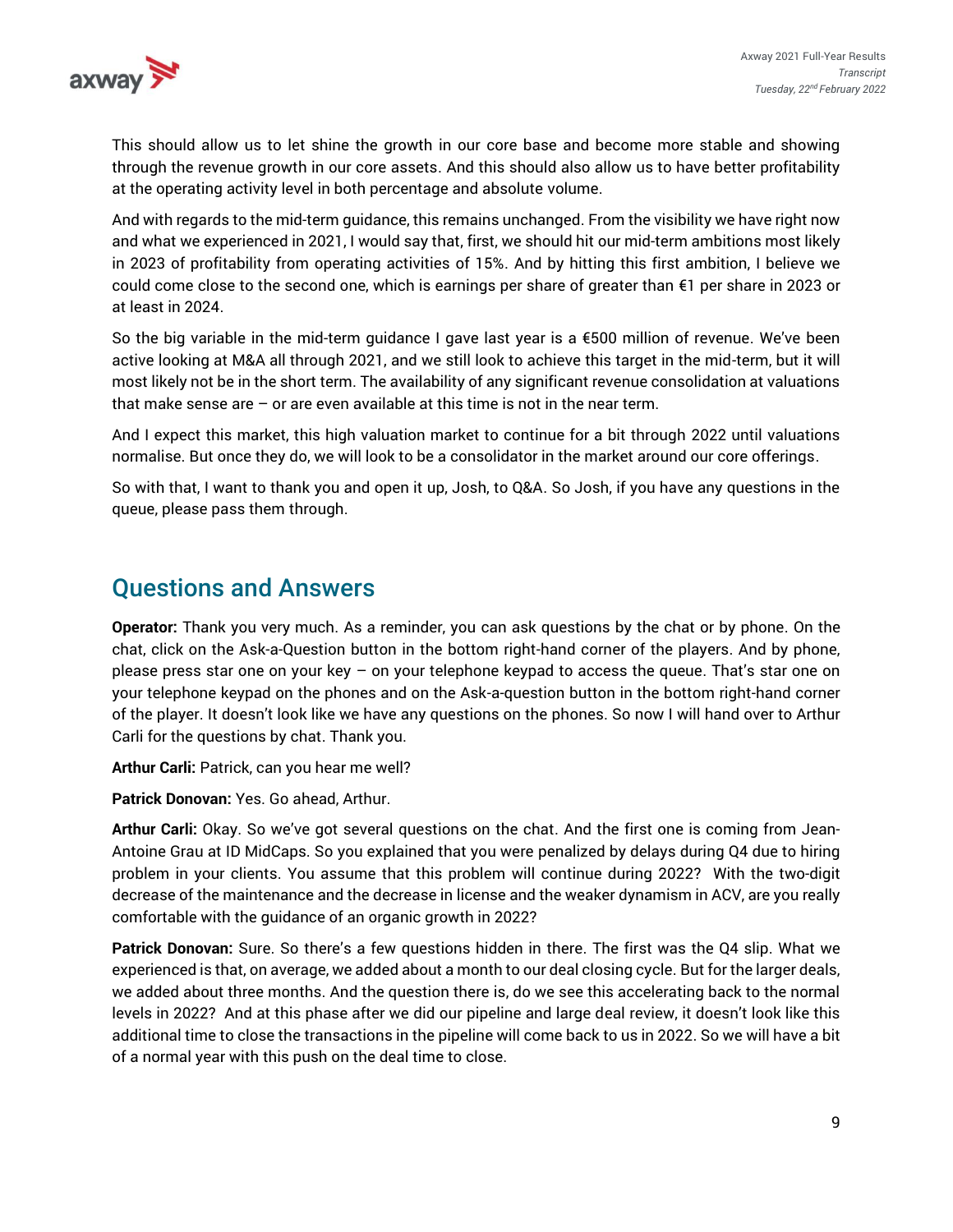This should allow us to let shine the growth in our core base and become more stable and showing through the revenue growth in our core assets. And this should also allow us to have better profitability at the operating activity level in both percentage and absolute volume.

And with regards to the mid-term guidance, this remains unchanged. From the visibility we have right now and what we experienced in 2021, I would say that, first, we should hit our mid-term ambitions most likely in 2023 of profitability from operating activities of 15%. And by hitting this first ambition, I believe we could come close to the second one, which is earnings per share of greater than €1 per share in 2023 or at least in 2024.

So the big variable in the mid-term guidance I gave last year is a €500 million of revenue. We've been active looking at M&A all through 2021, and we still look to achieve this target in the mid-term, but it will most likely not be in the short term. The availability of any significant revenue consolidation at valuations that make sense are – or are even available at this time is not in the near term.

And I expect this market, this high valuation market to continue for a bit through 2022 until valuations normalise. But once they do, we will look to be a consolidator in the market around our core offerings.

So with that, I want to thank you and open it up, Josh, to Q&A. So Josh, if you have any questions in the queue, please pass them through.

## Questions and Answers

**Operator:** Thank you very much. As a reminder, you can ask questions by the chat or by phone. On the chat, click on the Ask-a-Question button in the bottom right-hand corner of the players. And by phone, please press star one on your key – on your telephone keypad to access the queue. That's star one on your telephone keypad on the phones and on the Ask-a-question button in the bottom right-hand corner of the player. It doesn't look like we have any questions on the phones. So now I will hand over to Arthur Carli for the questions by chat. Thank you.

**Arthur Carli:** Patrick, can you hear me well?

**Patrick Donovan:** Yes. Go ahead, Arthur.

**Arthur Carli:** Okay. So we've got several questions on the chat. And the first one is coming from Jean-Antoine Grau at ID MidCaps. So you explained that you were penalized by delays during Q4 due to hiring problem in your clients. You assume that this problem will continue during 2022? With the two-digit decrease of the maintenance and the decrease in license and the weaker dynamism in ACV, are you really comfortable with the guidance of an organic growth in 2022?

**Patrick Donovan:** Sure. So there's a few questions hidden in there. The first was the Q4 slip. What we experienced is that, on average, we added about a month to our deal closing cycle. But for the larger deals, we added about three months. And the question there is, do we see this accelerating back to the normal levels in 2022? And at this phase after we did our pipeline and large deal review, it doesn't look like this additional time to close the transactions in the pipeline will come back to us in 2022. So we will have a bit of a normal year with this push on the deal time to close.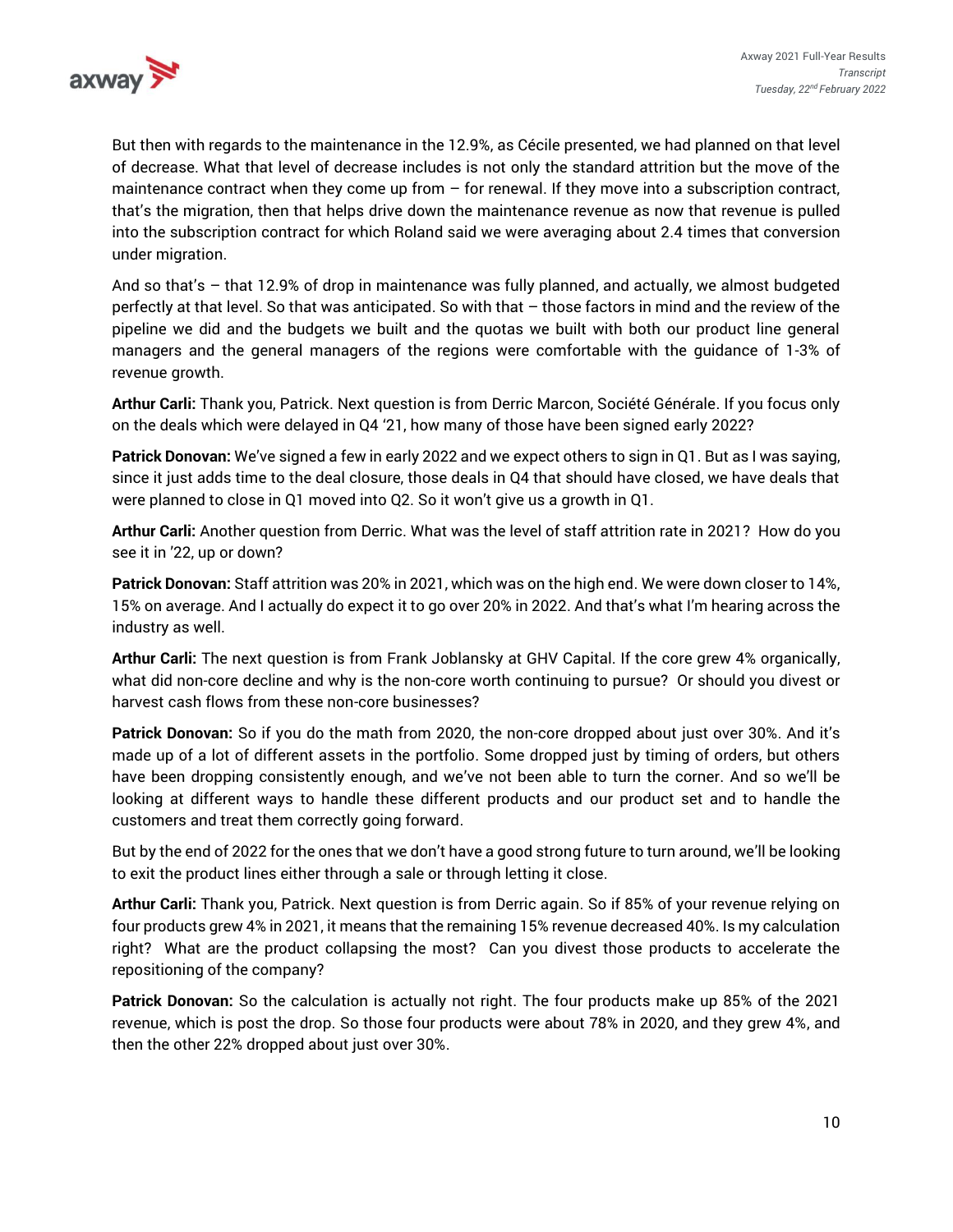But then with regards to the maintenance in the 12.9%, as Cécile presented, we had planned on that level of decrease. What that level of decrease includes is not only the standard attrition but the move of the maintenance contract when they come up from – for renewal. If they move into a subscription contract, that's the migration, then that helps drive down the maintenance revenue as now that revenue is pulled into the subscription contract for which Roland said we were averaging about 2.4 times that conversion under migration.

And so that's – that 12.9% of drop in maintenance was fully planned, and actually, we almost budgeted perfectly at that level. So that was anticipated. So with that – those factors in mind and the review of the pipeline we did and the budgets we built and the quotas we built with both our product line general managers and the general managers of the regions were comfortable with the guidance of 1-3% of revenue growth.

**Arthur Carli:** Thank you, Patrick. Next question is from Derric Marcon, Société Générale. If you focus only on the deals which were delayed in Q4 '21, how many of those have been signed early 2022?

**Patrick Donovan:** We've signed a few in early 2022 and we expect others to sign in Q1. But as I was saying, since it just adds time to the deal closure, those deals in Q4 that should have closed, we have deals that were planned to close in Q1 moved into Q2. So it won't give us a growth in Q1.

**Arthur Carli:** Another question from Derric. What was the level of staff attrition rate in 2021? How do you see it in '22, up or down?

**Patrick Donovan:** Staff attrition was 20% in 2021, which was on the high end. We were down closer to 14%, 15% on average. And I actually do expect it to go over 20% in 2022. And that's what I'm hearing across the industry as well.

**Arthur Carli:** The next question is from Frank Joblansky at GHV Capital. If the core grew 4% organically, what did non-core decline and why is the non-core worth continuing to pursue? Or should you divest or harvest cash flows from these non-core businesses?

**Patrick Donovan:** So if you do the math from 2020, the non-core dropped about just over 30%. And it's made up of a lot of different assets in the portfolio. Some dropped just by timing of orders, but others have been dropping consistently enough, and we've not been able to turn the corner. And so we'll be looking at different ways to handle these different products and our product set and to handle the customers and treat them correctly going forward.

But by the end of 2022 for the ones that we don't have a good strong future to turn around, we'll be looking to exit the product lines either through a sale or through letting it close.

**Arthur Carli:** Thank you, Patrick. Next question is from Derric again. So if 85% of your revenue relying on four products grew 4% in 2021, it means that the remaining 15% revenue decreased 40%. Is my calculation right? What are the product collapsing the most? Can you divest those products to accelerate the repositioning of the company?

**Patrick Donovan:** So the calculation is actually not right. The four products make up 85% of the 2021 revenue, which is post the drop. So those four products were about 78% in 2020, and they grew 4%, and then the other 22% dropped about just over 30%.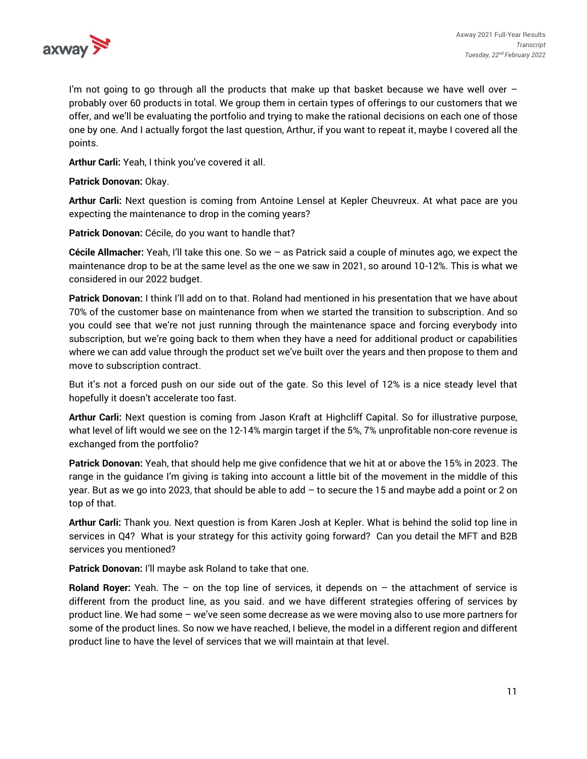I'm not going to go through all the products that make up that basket because we have well over – probably over 60 products in total. We group them in certain types of offerings to our customers that we offer, and we'll be evaluating the portfolio and trying to make the rational decisions on each one of those one by one. And I actually forgot the last question, Arthur, if you want to repeat it, maybe I covered all the points.

**Arthur Carli:** Yeah, I think you've covered it all.

**Patrick Donovan:** Okay.

**Arthur Carli:** Next question is coming from Antoine Lensel at Kepler Cheuvreux. At what pace are you expecting the maintenance to drop in the coming years?

**Patrick Donovan:** Cécile, do you want to handle that?

**Cécile Allmacher:** Yeah, I'll take this one. So we – as Patrick said a couple of minutes ago, we expect the maintenance drop to be at the same level as the one we saw in 2021, so around 10-12%. This is what we considered in our 2022 budget.

**Patrick Donovan:** I think I'll add on to that. Roland had mentioned in his presentation that we have about 70% of the customer base on maintenance from when we started the transition to subscription. And so you could see that we're not just running through the maintenance space and forcing everybody into subscription, but we're going back to them when they have a need for additional product or capabilities where we can add value through the product set we've built over the years and then propose to them and move to subscription contract.

But it's not a forced push on our side out of the gate. So this level of 12% is a nice steady level that hopefully it doesn't accelerate too fast.

**Arthur Carli:** Next question is coming from Jason Kraft at Highcliff Capital. So for illustrative purpose, what level of lift would we see on the 12-14% margin target if the 5%, 7% unprofitable non-core revenue is exchanged from the portfolio?

**Patrick Donovan:** Yeah, that should help me give confidence that we hit at or above the 15% in 2023. The range in the guidance I'm giving is taking into account a little bit of the movement in the middle of this year. But as we go into 2023, that should be able to add – to secure the 15 and maybe add a point or 2 on top of that.

**Arthur Carli:** Thank you. Next question is from Karen Josh at Kepler. What is behind the solid top line in services in Q4? What is your strategy for this activity going forward? Can you detail the MFT and B2B services you mentioned?

**Patrick Donovan:** I'll maybe ask Roland to take that one.

**Roland Royer:** Yeah. The – on the top line of services, it depends on – the attachment of service is different from the product line, as you said. and we have different strategies offering of services by product line. We had some – we've seen some decrease as we were moving also to use more partners for some of the product lines. So now we have reached, I believe, the model in a different region and different product line to have the level of services that we will maintain at that level.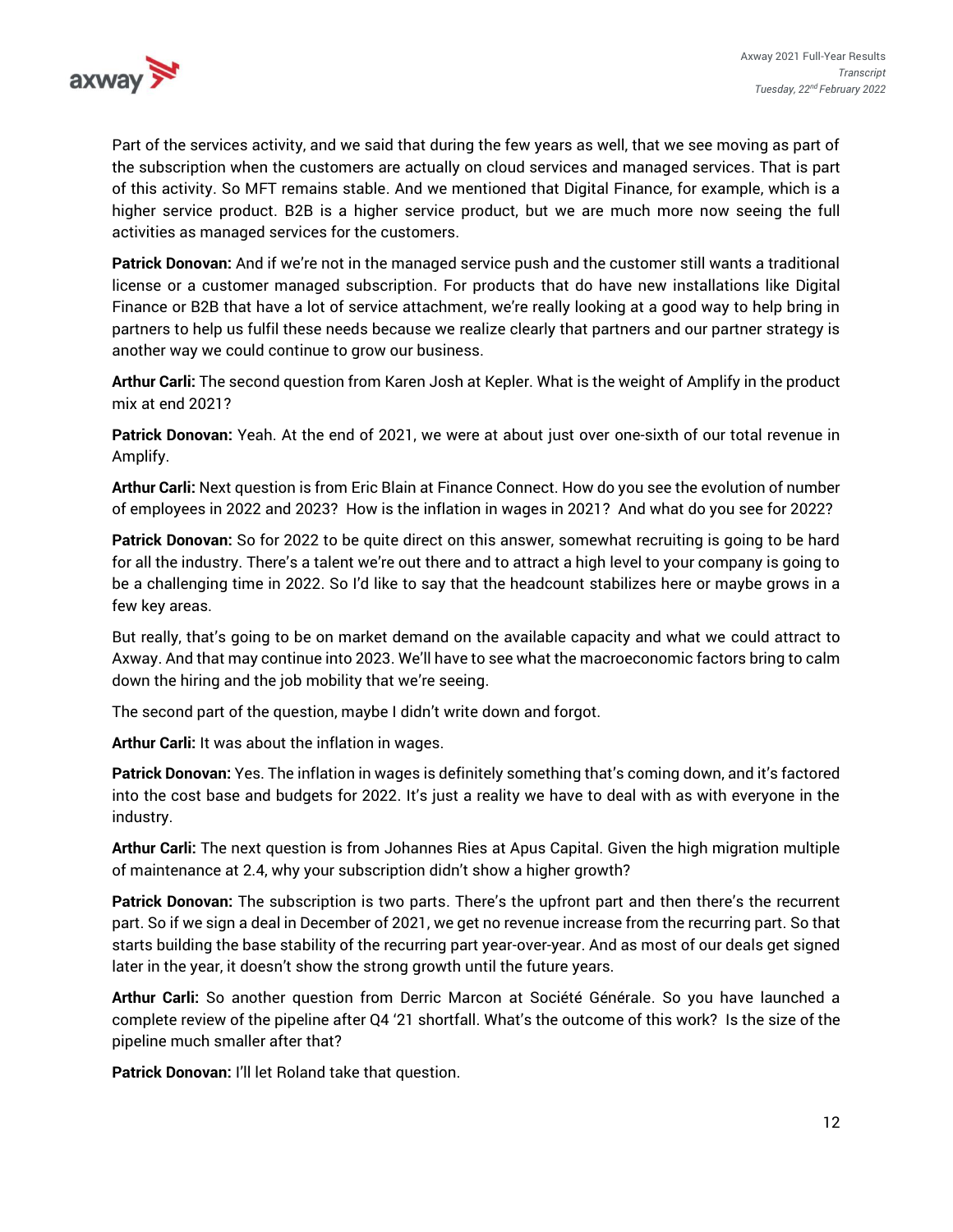Part of the services activity, and we said that during the few years as well, that we see moving as part of the subscription when the customers are actually on cloud services and managed services. That is part of this activity. So MFT remains stable. And we mentioned that Digital Finance, for example, which is a higher service product. B2B is a higher service product, but we are much more now seeing the full activities as managed services for the customers.

**Patrick Donovan:** And if we're not in the managed service push and the customer still wants a traditional license or a customer managed subscription. For products that do have new installations like Digital Finance or B2B that have a lot of service attachment, we're really looking at a good way to help bring in partners to help us fulfil these needs because we realize clearly that partners and our partner strategy is another way we could continue to grow our business.

**Arthur Carli:** The second question from Karen Josh at Kepler. What is the weight of Amplify in the product mix at end 2021?

**Patrick Donovan:** Yeah. At the end of 2021, we were at about just over one-sixth of our total revenue in Amplify.

**Arthur Carli:** Next question is from Eric Blain at Finance Connect. How do you see the evolution of number of employees in 2022 and 2023? How is the inflation in wages in 2021? And what do you see for 2022?

**Patrick Donovan:** So for 2022 to be quite direct on this answer, somewhat recruiting is going to be hard for all the industry. There's a talent we're out there and to attract a high level to your company is going to be a challenging time in 2022. So I'd like to say that the headcount stabilizes here or maybe grows in a few key areas.

But really, that's going to be on market demand on the available capacity and what we could attract to Axway. And that may continue into 2023. We'll have to see what the macroeconomic factors bring to calm down the hiring and the job mobility that we're seeing.

The second part of the question, maybe I didn't write down and forgot.

**Arthur Carli:** It was about the inflation in wages.

**Patrick Donovan:** Yes. The inflation in wages is definitely something that's coming down, and it's factored into the cost base and budgets for 2022. It's just a reality we have to deal with as with everyone in the industry.

**Arthur Carli:** The next question is from Johannes Ries at Apus Capital. Given the high migration multiple of maintenance at 2.4, why your subscription didn't show a higher growth?

**Patrick Donovan:** The subscription is two parts. There's the upfront part and then there's the recurrent part. So if we sign a deal in December of 2021, we get no revenue increase from the recurring part. So that starts building the base stability of the recurring part year-over-year. And as most of our deals get signed later in the year, it doesn't show the strong growth until the future years.

**Arthur Carli:** So another question from Derric Marcon at Société Générale. So you have launched a complete review of the pipeline after Q4 '21 shortfall. What's the outcome of this work? Is the size of the pipeline much smaller after that?

**Patrick Donovan:** I'll let Roland take that question.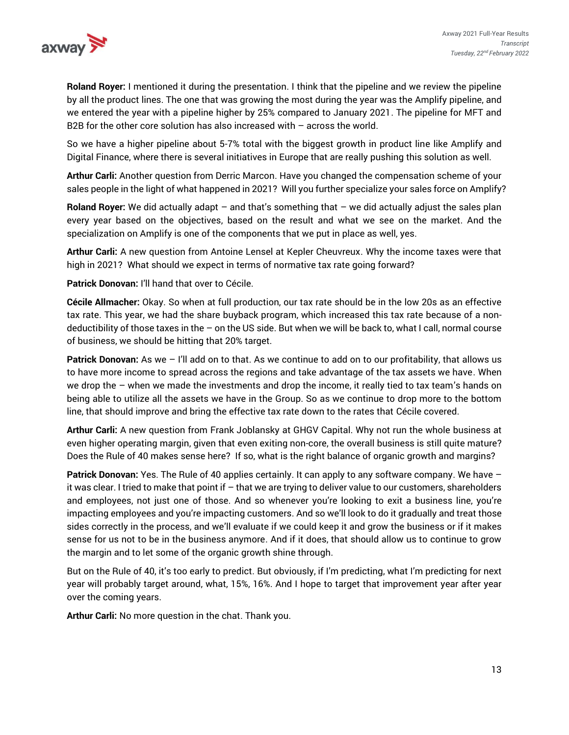**Roland Royer:** I mentioned it during the presentation. I think that the pipeline and we review the pipeline by all the product lines. The one that was growing the most during the year was the Amplify pipeline, and we entered the year with a pipeline higher by 25% compared to January 2021. The pipeline for MFT and B2B for the other core solution has also increased with – across the world.

So we have a higher pipeline about 5-7% total with the biggest growth in product line like Amplify and Digital Finance, where there is several initiatives in Europe that are really pushing this solution as well.

**Arthur Carli:** Another question from Derric Marcon. Have you changed the compensation scheme of your sales people in the light of what happened in 2021? Will you further specialize your sales force on Amplify?

**Roland Royer:** We did actually adapt – and that's something that – we did actually adjust the sales plan every year based on the objectives, based on the result and what we see on the market. And the specialization on Amplify is one of the components that we put in place as well, yes.

**Arthur Carli:** A new question from Antoine Lensel at Kepler Cheuvreux. Why the income taxes were that high in 2021? What should we expect in terms of normative tax rate going forward?

**Patrick Donovan:** I'll hand that over to Cécile.

**Cécile Allmacher:** Okay. So when at full production, our tax rate should be in the low 20s as an effective tax rate. This year, we had the share buyback program, which increased this tax rate because of a non-deductibility of those taxes in the – on the US side. But when we will be back to, what I call, normal course of business, we should be hitting that 20% target.

**Patrick Donovan:** As we – I'll add on to that. As we continue to add on to our profitability, that allows us to have more income to spread across the regions and take advantage of the tax assets we have. When we drop the – when we made the investments and drop the income, it really tied to tax team's hands on being able to utilize all the assets we have in the Group. So as we continue to drop more to the bottom line, that should improve and bring the effective tax rate down to the rates that Cécile covered.

**Arthur Carli:** A new question from Frank Joblansky at GHGV Capital. Why not run the whole business at even higher operating margin, given that even exiting non-core, the overall business is still quite mature? Does the Rule of 40 makes sense here? If so, what is the right balance of organic growth and margins?

**Patrick Donovan:** Yes. The Rule of 40 applies certainly. It can apply to any software company. We have – it was clear. I tried to make that point if – that we are trying to deliver value to our customers, shareholders and employees, not just one of those. And so whenever you're looking to exit a business line, you're impacting employees and you're impacting customers. And so we'll look to do it gradually and treat those sides correctly in the process, and we'll evaluate if we could keep it and grow the business or if it makes sense for us not to be in the business anymore. And if it does, that should allow us to continue to grow the margin and to let some of the organic growth shine through.

But on the Rule of 40, it's too early to predict. But obviously, if I'm predicting, what I'm predicting for next year will probably target around, what, 15%, 16%. And I hope to target that improvement year after year over the coming years.

**Arthur Carli:** No more question in the chat. Thank you.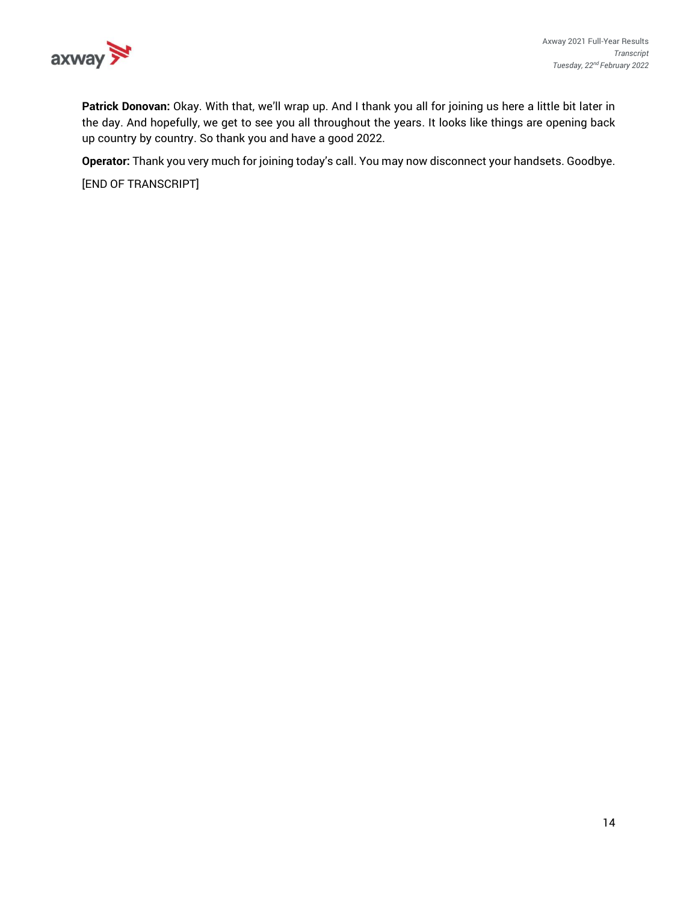**Patrick Donovan:** Okay. With that, we'll wrap up. And I thank you all for joining us here a little bit later in the day. And hopefully, we get to see you all throughout the years. It looks like things are opening back up country by country. So thank you and have a good 2022.

**Operator:** Thank you very much for joining today's call. You may now disconnect your handsets. Goodbye.

[END OF TRANSCRIPT]